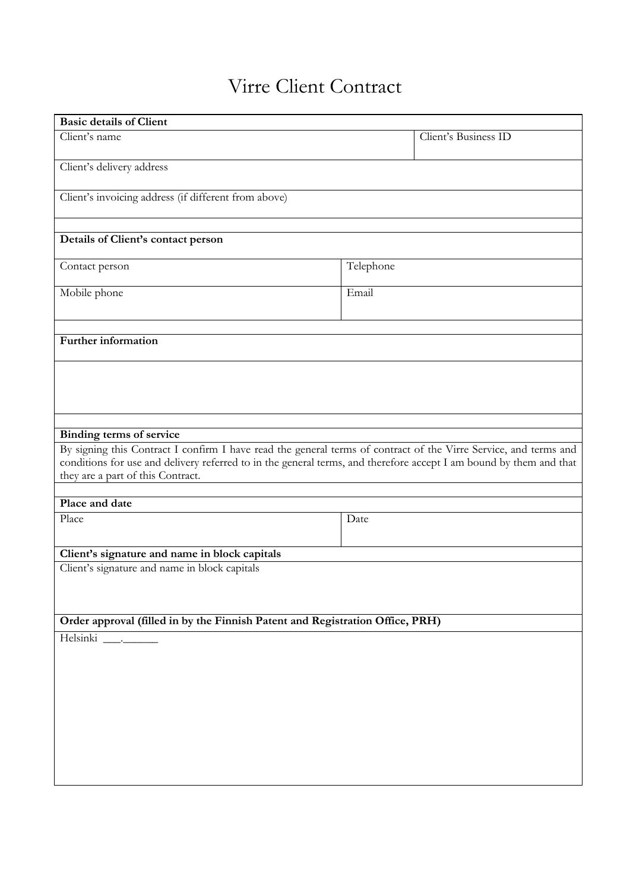# Virre Client Contract

| **Basic details of Client** | | |
|---|---|---|
| Client's name | | Client's Business ID |
| Client's delivery address | | |
| Client's invoicing address (if different from above) | | |
| | | |
| **Details of Client's contact person** | | |
| Contact person | Telephone | |
| Mobile phone | Email | |
| | | |
| **Further information** | | |
| | | |
| | | |
| **Binding terms of service** | | |
| By signing this Contract I confirm I have read the general terms of contract of the Virre Service, and terms and conditions for use and delivery referred to in the general terms, and therefore accept I am bound by them and that they are a part of this Contract. | | |
| | | |
| **Place and date** | | |
| Place | Date | |
| **Client's signature and name in block capitals** | | |
| Client's signature and name in block capitals | | |
| **Order approval (filled in by the Finnish Patent and Registration Office, PRH)** | | |
| Helsinki ___.______ | | |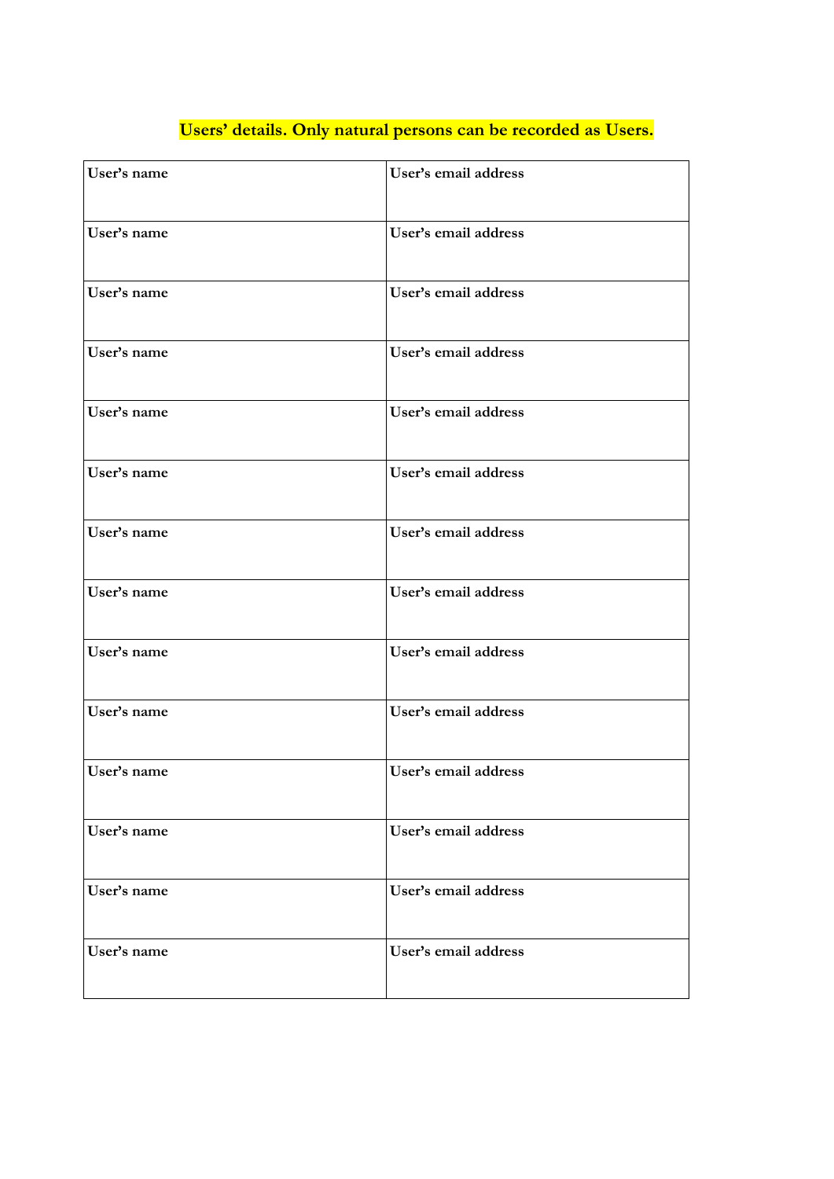**Users' details. Only natural persons can be recorded as Users.**

| User's name | User's email address |
|---|---|
| User's name | User's email address |
| User's name | User's email address |
| User's name | User's email address |
| User's name | User's email address |
| User's name | User's email address |
| User's name | User's email address |
| User's name | User's email address |
| User's name | User's email address |
| User's name | User's email address |
| User's name | User's email address |
| User's name | User's email address |
| User's name | User's email address |
| User's name | User's email address |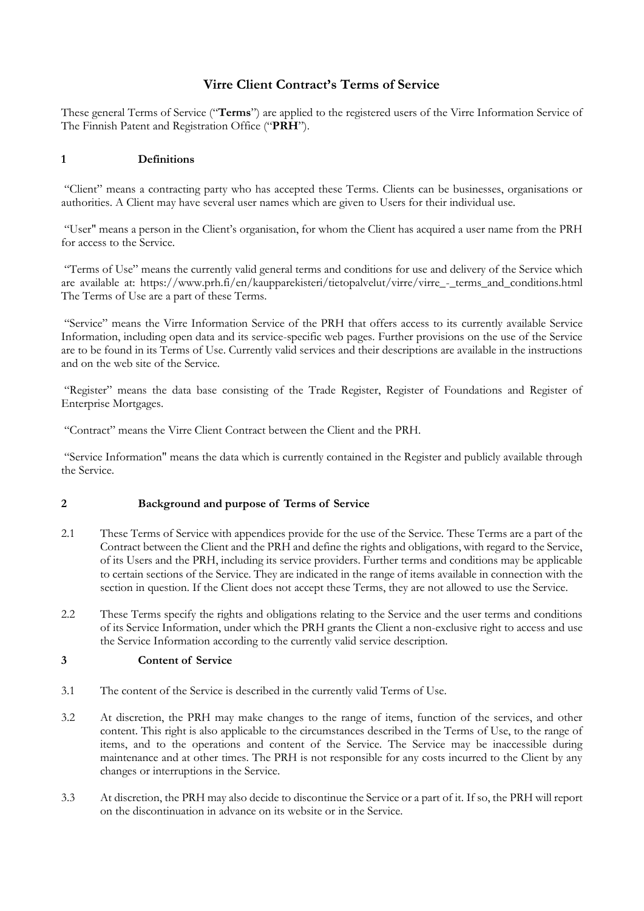# Virre Client Contract's Terms of Service

These general Terms of Service ("**Terms**") are applied to the registered users of the Virre Information Service of The Finnish Patent and Registration Office ("**PRH**").

## 1 Definitions

"Client" means a contracting party who has accepted these Terms. Clients can be businesses, organisations or authorities. A Client may have several user names which are given to Users for their individual use.

"User" means a person in the Client's organisation, for whom the Client has acquired a user name from the PRH for access to the Service.

"Terms of Use" means the currently valid general terms and conditions for use and delivery of the Service which are available at: https://www.prh.fi/en/kaupparekisteri/tietopalvelut/virre/virre_-_terms_and_conditions.html The Terms of Use are a part of these Terms.

"Service" means the Virre Information Service of the PRH that offers access to its currently available Service Information, including open data and its service-specific web pages. Further provisions on the use of the Service are to be found in its Terms of Use. Currently valid services and their descriptions are available in the instructions and on the web site of the Service.

"Register" means the data base consisting of the Trade Register, Register of Foundations and Register of Enterprise Mortgages.

"Contract" means the Virre Client Contract between the Client and the PRH.

"Service Information" means the data which is currently contained in the Register and publicly available through the Service.

## 2 Background and purpose of Terms of Service

2.1 These Terms of Service with appendices provide for the use of the Service. These Terms are a part of the Contract between the Client and the PRH and define the rights and obligations, with regard to the Service, of its Users and the PRH, including its service providers. Further terms and conditions may be applicable to certain sections of the Service. They are indicated in the range of items available in connection with the section in question. If the Client does not accept these Terms, they are not allowed to use the Service.

2.2 These Terms specify the rights and obligations relating to the Service and the user terms and conditions of its Service Information, under which the PRH grants the Client a non-exclusive right to access and use the Service Information according to the currently valid service description.

## 3 Content of Service

3.1 The content of the Service is described in the currently valid Terms of Use.

3.2 At discretion, the PRH may make changes to the range of items, function of the services, and other content. This right is also applicable to the circumstances described in the Terms of Use, to the range of items, and to the operations and content of the Service. The Service may be inaccessible during maintenance and at other times. The PRH is not responsible for any costs incurred to the Client by any changes or interruptions in the Service.

3.3 At discretion, the PRH may also decide to discontinue the Service or a part of it. If so, the PRH will report on the discontinuation in advance on its website or in the Service.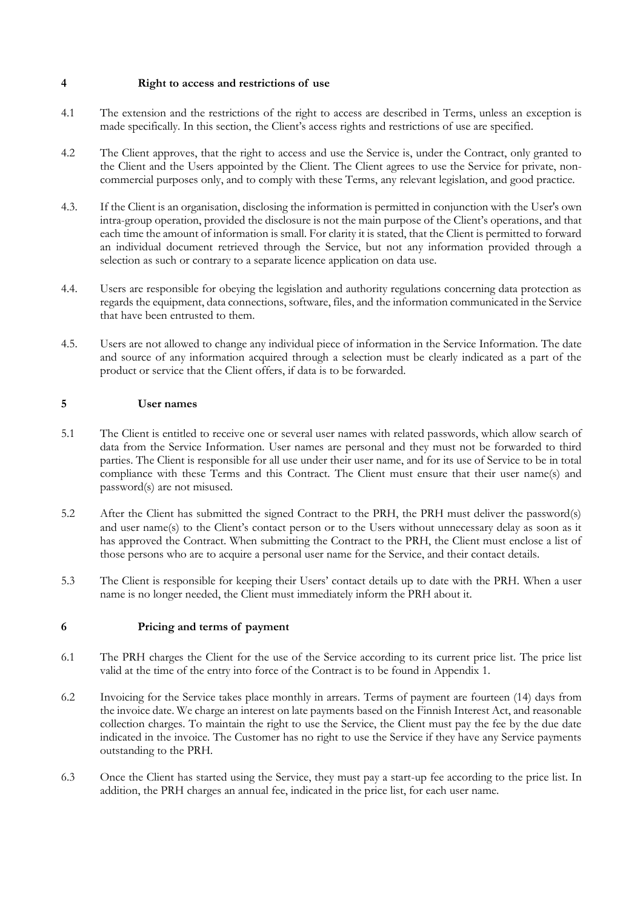## 4 Right to access and restrictions of use

4.1 The extension and the restrictions of the right to access are described in Terms, unless an exception is made specifically. In this section, the Client's access rights and restrictions of use are specified.

4.2 The Client approves, that the right to access and use the Service is, under the Contract, only granted to the Client and the Users appointed by the Client. The Client agrees to use the Service for private, non-commercial purposes only, and to comply with these Terms, any relevant legislation, and good practice.

4.3. If the Client is an organisation, disclosing the information is permitted in conjunction with the User's own intra-group operation, provided the disclosure is not the main purpose of the Client's operations, and that each time the amount of information is small. For clarity it is stated, that the Client is permitted to forward an individual document retrieved through the Service, but not any information provided through a selection as such or contrary to a separate licence application on data use.

4.4. Users are responsible for obeying the legislation and authority regulations concerning data protection as regards the equipment, data connections, software, files, and the information communicated in the Service that have been entrusted to them.

4.5. Users are not allowed to change any individual piece of information in the Service Information. The date and source of any information acquired through a selection must be clearly indicated as a part of the product or service that the Client offers, if data is to be forwarded.

## 5 User names

5.1 The Client is entitled to receive one or several user names with related passwords, which allow search of data from the Service Information. User names are personal and they must not be forwarded to third parties. The Client is responsible for all use under their user name, and for its use of Service to be in total compliance with these Terms and this Contract. The Client must ensure that their user name(s) and password(s) are not misused.

5.2 After the Client has submitted the signed Contract to the PRH, the PRH must deliver the password(s) and user name(s) to the Client's contact person or to the Users without unnecessary delay as soon as it has approved the Contract. When submitting the Contract to the PRH, the Client must enclose a list of those persons who are to acquire a personal user name for the Service, and their contact details.

5.3 The Client is responsible for keeping their Users' contact details up to date with the PRH. When a user name is no longer needed, the Client must immediately inform the PRH about it.

## 6 Pricing and terms of payment

6.1 The PRH charges the Client for the use of the Service according to its current price list. The price list valid at the time of the entry into force of the Contract is to be found in Appendix 1.

6.2 Invoicing for the Service takes place monthly in arrears. Terms of payment are fourteen (14) days from the invoice date. We charge an interest on late payments based on the Finnish Interest Act, and reasonable collection charges. To maintain the right to use the Service, the Client must pay the fee by the due date indicated in the invoice. The Customer has no right to use the Service if they have any Service payments outstanding to the PRH.

6.3 Once the Client has started using the Service, they must pay a start-up fee according to the price list. In addition, the PRH charges an annual fee, indicated in the price list, for each user name.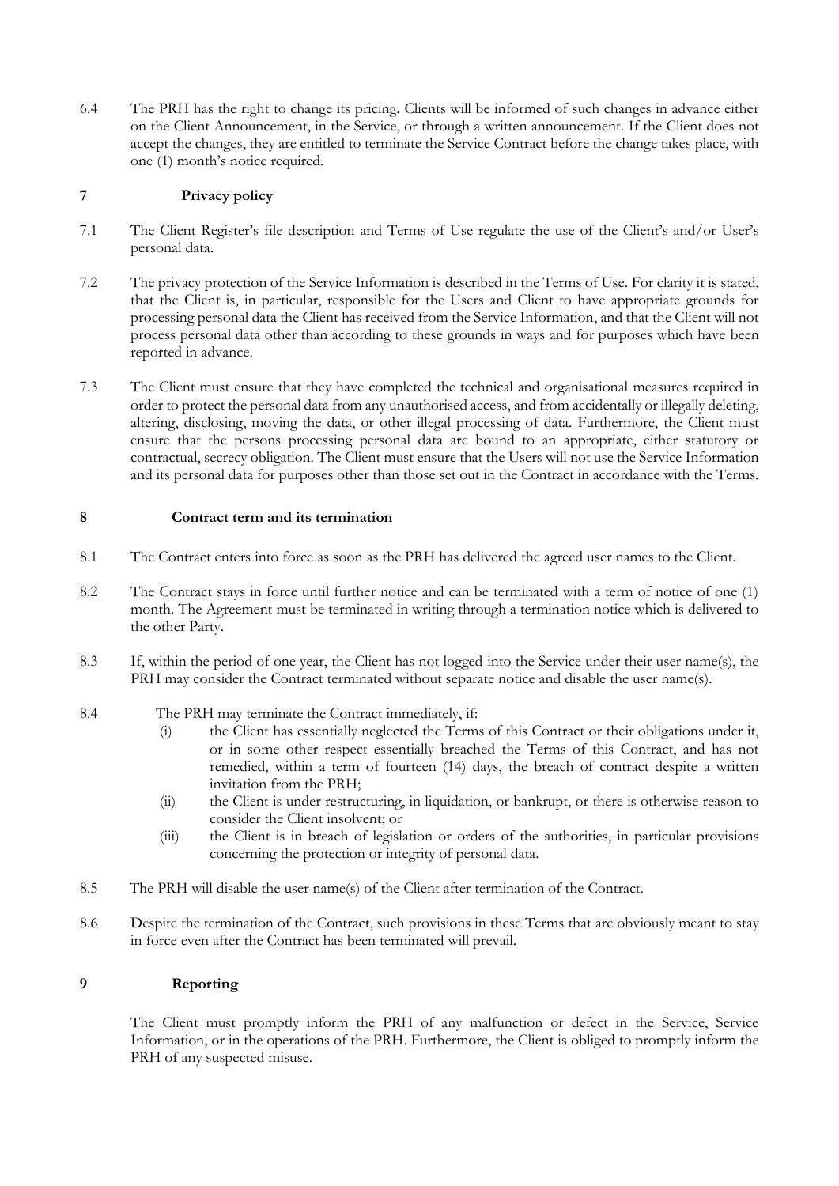6.4 The PRH has the right to change its pricing. Clients will be informed of such changes in advance either on the Client Announcement, in the Service, or through a written announcement. If the Client does not accept the changes, they are entitled to terminate the Service Contract before the change takes place, with one (1) month's notice required.

## 7 Privacy policy

7.1 The Client Register's file description and Terms of Use regulate the use of the Client's and/or User's personal data.

7.2 The privacy protection of the Service Information is described in the Terms of Use. For clarity it is stated, that the Client is, in particular, responsible for the Users and Client to have appropriate grounds for processing personal data the Client has received from the Service Information, and that the Client will not process personal data other than according to these grounds in ways and for purposes which have been reported in advance.

7.3 The Client must ensure that they have completed the technical and organisational measures required in order to protect the personal data from any unauthorised access, and from accidentally or illegally deleting, altering, disclosing, moving the data, or other illegal processing of data. Furthermore, the Client must ensure that the persons processing personal data are bound to an appropriate, either statutory or contractual, secrecy obligation. The Client must ensure that the Users will not use the Service Information and its personal data for purposes other than those set out in the Contract in accordance with the Terms.

## 8 Contract term and its termination

8.1 The Contract enters into force as soon as the PRH has delivered the agreed user names to the Client.

8.2 The Contract stays in force until further notice and can be terminated with a term of notice of one (1) month. The Agreement must be terminated in writing through a termination notice which is delivered to the other Party.

8.3 If, within the period of one year, the Client has not logged into the Service under their user name(s), the PRH may consider the Contract terminated without separate notice and disable the user name(s).

8.4 The PRH may terminate the Contract immediately, if:

(i) the Client has essentially neglected the Terms of this Contract or their obligations under it, or in some other respect essentially breached the Terms of this Contract, and has not remedied, within a term of fourteen (14) days, the breach of contract despite a written invitation from the PRH;

(ii) the Client is under restructuring, in liquidation, or bankrupt, or there is otherwise reason to consider the Client insolvent; or

(iii) the Client is in breach of legislation or orders of the authorities, in particular provisions concerning the protection or integrity of personal data.

8.5 The PRH will disable the user name(s) of the Client after termination of the Contract.

8.6 Despite the termination of the Contract, such provisions in these Terms that are obviously meant to stay in force even after the Contract has been terminated will prevail.

## 9 Reporting

The Client must promptly inform the PRH of any malfunction or defect in the Service, Service Information, or in the operations of the PRH. Furthermore, the Client is obliged to promptly inform the PRH of any suspected misuse.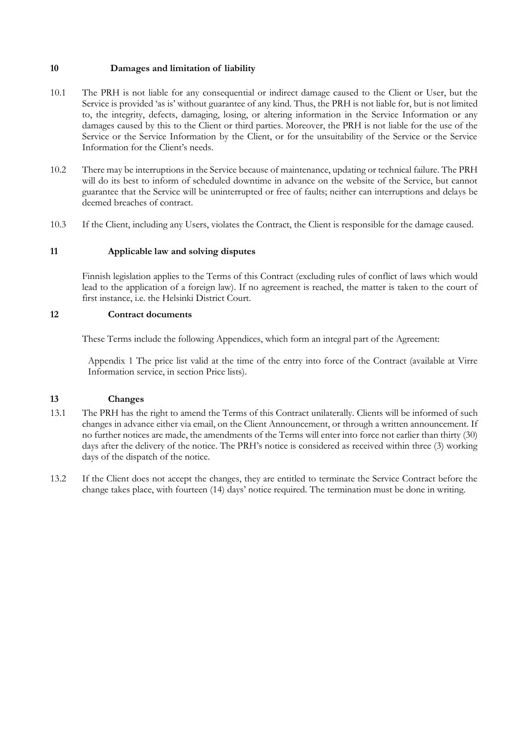## 10 Damages and limitation of liability

10.1 The PRH is not liable for any consequential or indirect damage caused to the Client or User, but the Service is provided 'as is' without guarantee of any kind. Thus, the PRH is not liable for, but is not limited to, the integrity, defects, damaging, losing, or altering information in the Service Information or any damages caused by this to the Client or third parties. Moreover, the PRH is not liable for the use of the Service or the Service Information by the Client, or for the unsuitability of the Service or the Service Information for the Client's needs.

10.2 There may be interruptions in the Service because of maintenance, updating or technical failure. The PRH will do its best to inform of scheduled downtime in advance on the website of the Service, but cannot guarantee that the Service will be uninterrupted or free of faults; neither can interruptions and delays be deemed breaches of contract.

10.3 If the Client, including any Users, violates the Contract, the Client is responsible for the damage caused.

## 11 Applicable law and solving disputes

Finnish legislation applies to the Terms of this Contract (excluding rules of conflict of laws which would lead to the application of a foreign law). If no agreement is reached, the matter is taken to the court of first instance, i.e. the Helsinki District Court.

## 12 Contract documents

These Terms include the following Appendices, which form an integral part of the Agreement:

Appendix 1 The price list valid at the time of the entry into force of the Contract (available at Virre Information service, in section Price lists).

## 13 Changes

13.1 The PRH has the right to amend the Terms of this Contract unilaterally. Clients will be informed of such changes in advance either via email, on the Client Announcement, or through a written announcement. If no further notices are made, the amendments of the Terms will enter into force not earlier than thirty (30) days after the delivery of the notice. The PRH's notice is considered as received within three (3) working days of the dispatch of the notice.

13.2 If the Client does not accept the changes, they are entitled to terminate the Service Contract before the change takes place, with fourteen (14) days' notice required. The termination must be done in writing.